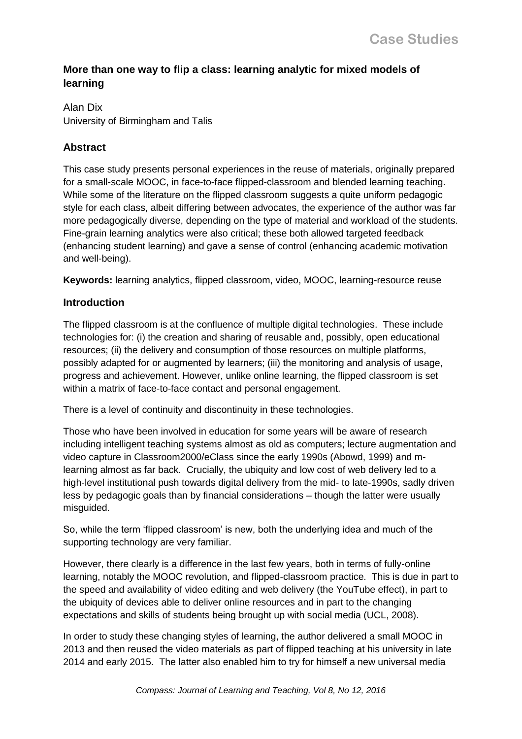# More than one way to flip a class: learning analytic for mixed models of learning

Alan Dix
University of Birmingham and Talis

## Abstract

This case study presents personal experiences in the reuse of materials, originally prepared for a small-scale MOOC, in face-to-face flipped-classroom and blended learning teaching. While some of the literature on the flipped classroom suggests a quite uniform pedagogic style for each class, albeit differing between advocates, the experience of the author was far more pedagogically diverse, depending on the type of material and workload of the students. Fine-grain learning analytics were also critical; these both allowed targeted feedback (enhancing student learning) and gave a sense of control (enhancing academic motivation and well-being).

**Keywords:** learning analytics, flipped classroom, video, MOOC, learning-resource reuse

## Introduction

The flipped classroom is at the confluence of multiple digital technologies. These include technologies for: (i) the creation and sharing of reusable and, possibly, open educational resources; (ii) the delivery and consumption of those resources on multiple platforms, possibly adapted for or augmented by learners; (iii) the monitoring and analysis of usage, progress and achievement. However, unlike online learning, the flipped classroom is set within a matrix of face-to-face contact and personal engagement.

There is a level of continuity and discontinuity in these technologies.

Those who have been involved in education for some years will be aware of research including intelligent teaching systems almost as old as computers; lecture augmentation and video capture in Classroom2000/eClass since the early 1990s (Abowd, 1999) and m-learning almost as far back. Crucially, the ubiquity and low cost of web delivery led to a high-level institutional push towards digital delivery from the mid- to late-1990s, sadly driven less by pedagogic goals than by financial considerations – though the latter were usually misguided.

So, while the term 'flipped classroom' is new, both the underlying idea and much of the supporting technology are very familiar.

However, there clearly is a difference in the last few years, both in terms of fully-online learning, notably the MOOC revolution, and flipped-classroom practice. This is due in part to the speed and availability of video editing and web delivery (the YouTube effect), in part to the ubiquity of devices able to deliver online resources and in part to the changing expectations and skills of students being brought up with social media (UCL, 2008).

In order to study these changing styles of learning, the author delivered a small MOOC in 2013 and then reused the video materials as part of flipped teaching at his university in late 2014 and early 2015. The latter also enabled him to try for himself a new universal media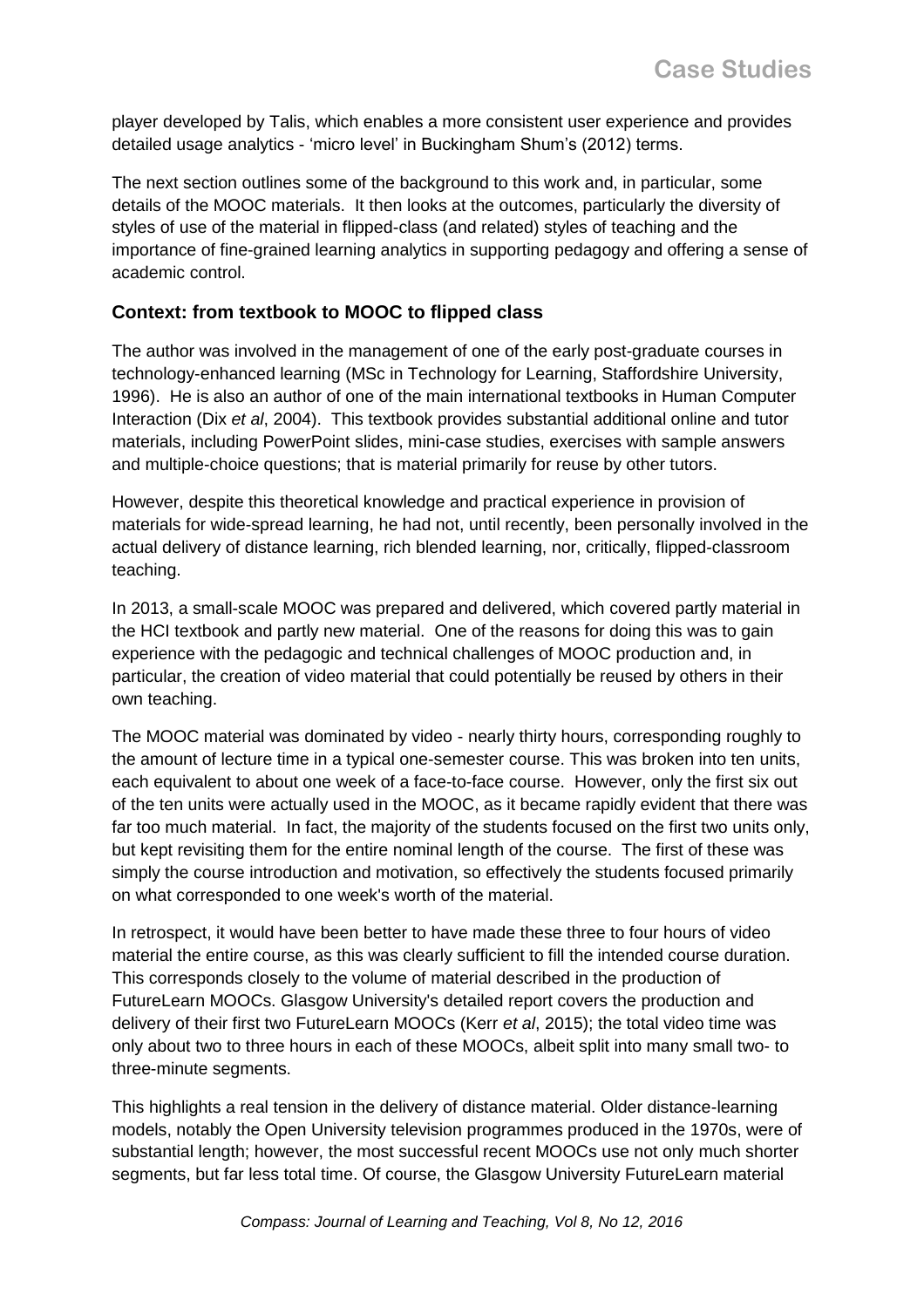player developed by Talis, which enables a more consistent user experience and provides detailed usage analytics - 'micro level' in Buckingham Shum's (2012) terms.

The next section outlines some of the background to this work and, in particular, some details of the MOOC materials. It then looks at the outcomes, particularly the diversity of styles of use of the material in flipped-class (and related) styles of teaching and the importance of fine-grained learning analytics in supporting pedagogy and offering a sense of academic control.

### Context: from textbook to MOOC to flipped class

The author was involved in the management of one of the early post-graduate courses in technology-enhanced learning (MSc in Technology for Learning, Staffordshire University, 1996). He is also an author of one of the main international textbooks in Human Computer Interaction (Dix *et al*, 2004). This textbook provides substantial additional online and tutor materials, including PowerPoint slides, mini-case studies, exercises with sample answers and multiple-choice questions; that is material primarily for reuse by other tutors.

However, despite this theoretical knowledge and practical experience in provision of materials for wide-spread learning, he had not, until recently, been personally involved in the actual delivery of distance learning, rich blended learning, nor, critically, flipped-classroom teaching.

In 2013, a small-scale MOOC was prepared and delivered, which covered partly material in the HCI textbook and partly new material. One of the reasons for doing this was to gain experience with the pedagogic and technical challenges of MOOC production and, in particular, the creation of video material that could potentially be reused by others in their own teaching.

The MOOC material was dominated by video - nearly thirty hours, corresponding roughly to the amount of lecture time in a typical one-semester course. This was broken into ten units, each equivalent to about one week of a face-to-face course. However, only the first six out of the ten units were actually used in the MOOC, as it became rapidly evident that there was far too much material. In fact, the majority of the students focused on the first two units only, but kept revisiting them for the entire nominal length of the course. The first of these was simply the course introduction and motivation, so effectively the students focused primarily on what corresponded to one week's worth of the material.

In retrospect, it would have been better to have made these three to four hours of video material the entire course, as this was clearly sufficient to fill the intended course duration. This corresponds closely to the volume of material described in the production of FutureLearn MOOCs. Glasgow University's detailed report covers the production and delivery of their first two FutureLearn MOOCs (Kerr *et al*, 2015); the total video time was only about two to three hours in each of these MOOCs, albeit split into many small two- to three-minute segments.

This highlights a real tension in the delivery of distance material. Older distance-learning models, notably the Open University television programmes produced in the 1970s, were of substantial length; however, the most successful recent MOOCs use not only much shorter segments, but far less total time. Of course, the Glasgow University FutureLearn material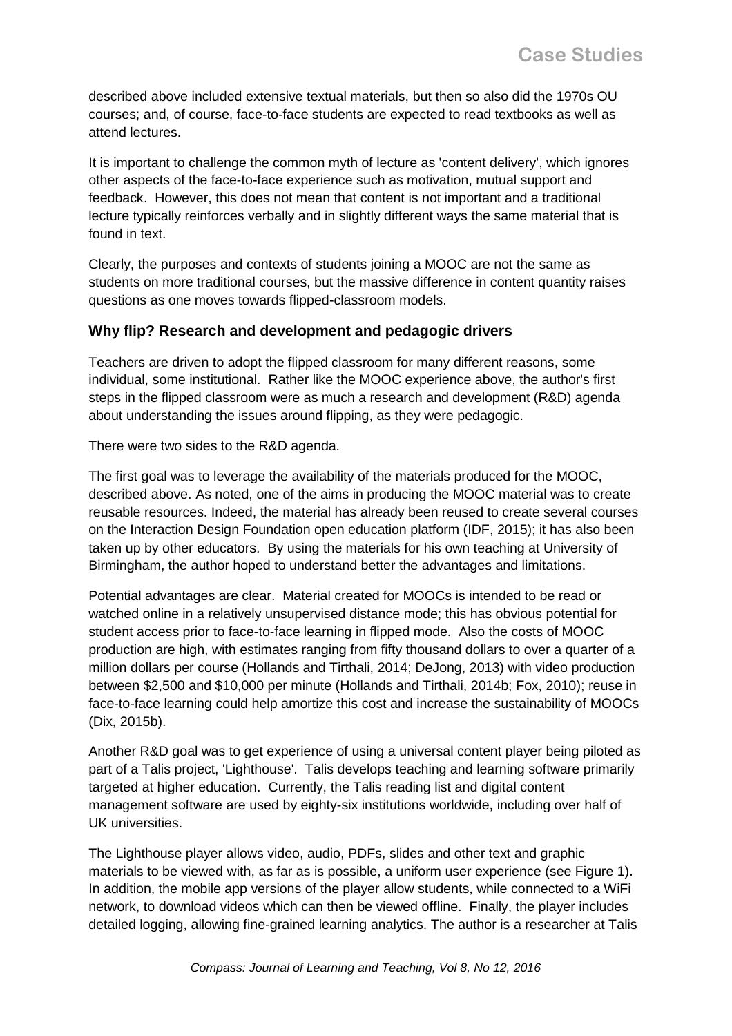described above included extensive textual materials, but then so also did the 1970s OU courses; and, of course, face-to-face students are expected to read textbooks as well as attend lectures.

It is important to challenge the common myth of lecture as 'content delivery', which ignores other aspects of the face-to-face experience such as motivation, mutual support and feedback. However, this does not mean that content is not important and a traditional lecture typically reinforces verbally and in slightly different ways the same material that is found in text.

Clearly, the purposes and contexts of students joining a MOOC are not the same as students on more traditional courses, but the massive difference in content quantity raises questions as one moves towards flipped-classroom models.

### Why flip? Research and development and pedagogic drivers

Teachers are driven to adopt the flipped classroom for many different reasons, some individual, some institutional. Rather like the MOOC experience above, the author's first steps in the flipped classroom were as much a research and development (R&D) agenda about understanding the issues around flipping, as they were pedagogic.

There were two sides to the R&D agenda.

The first goal was to leverage the availability of the materials produced for the MOOC, described above. As noted, one of the aims in producing the MOOC material was to create reusable resources. Indeed, the material has already been reused to create several courses on the Interaction Design Foundation open education platform (IDF, 2015); it has also been taken up by other educators. By using the materials for his own teaching at University of Birmingham, the author hoped to understand better the advantages and limitations.

Potential advantages are clear. Material created for MOOCs is intended to be read or watched online in a relatively unsupervised distance mode; this has obvious potential for student access prior to face-to-face learning in flipped mode. Also the costs of MOOC production are high, with estimates ranging from fifty thousand dollars to over a quarter of a million dollars per course (Hollands and Tirthali, 2014; DeJong, 2013) with video production between $2,500 and $10,000 per minute (Hollands and Tirthali, 2014b; Fox, 2010); reuse in face-to-face learning could help amortize this cost and increase the sustainability of MOOCs (Dix, 2015b).

Another R&D goal was to get experience of using a universal content player being piloted as part of a Talis project, 'Lighthouse'. Talis develops teaching and learning software primarily targeted at higher education. Currently, the Talis reading list and digital content management software are used by eighty-six institutions worldwide, including over half of UK universities.

The Lighthouse player allows video, audio, PDFs, slides and other text and graphic materials to be viewed with, as far as is possible, a uniform user experience (see Figure 1). In addition, the mobile app versions of the player allow students, while connected to a WiFi network, to download videos which can then be viewed offline. Finally, the player includes detailed logging, allowing fine-grained learning analytics. The author is a researcher at Talis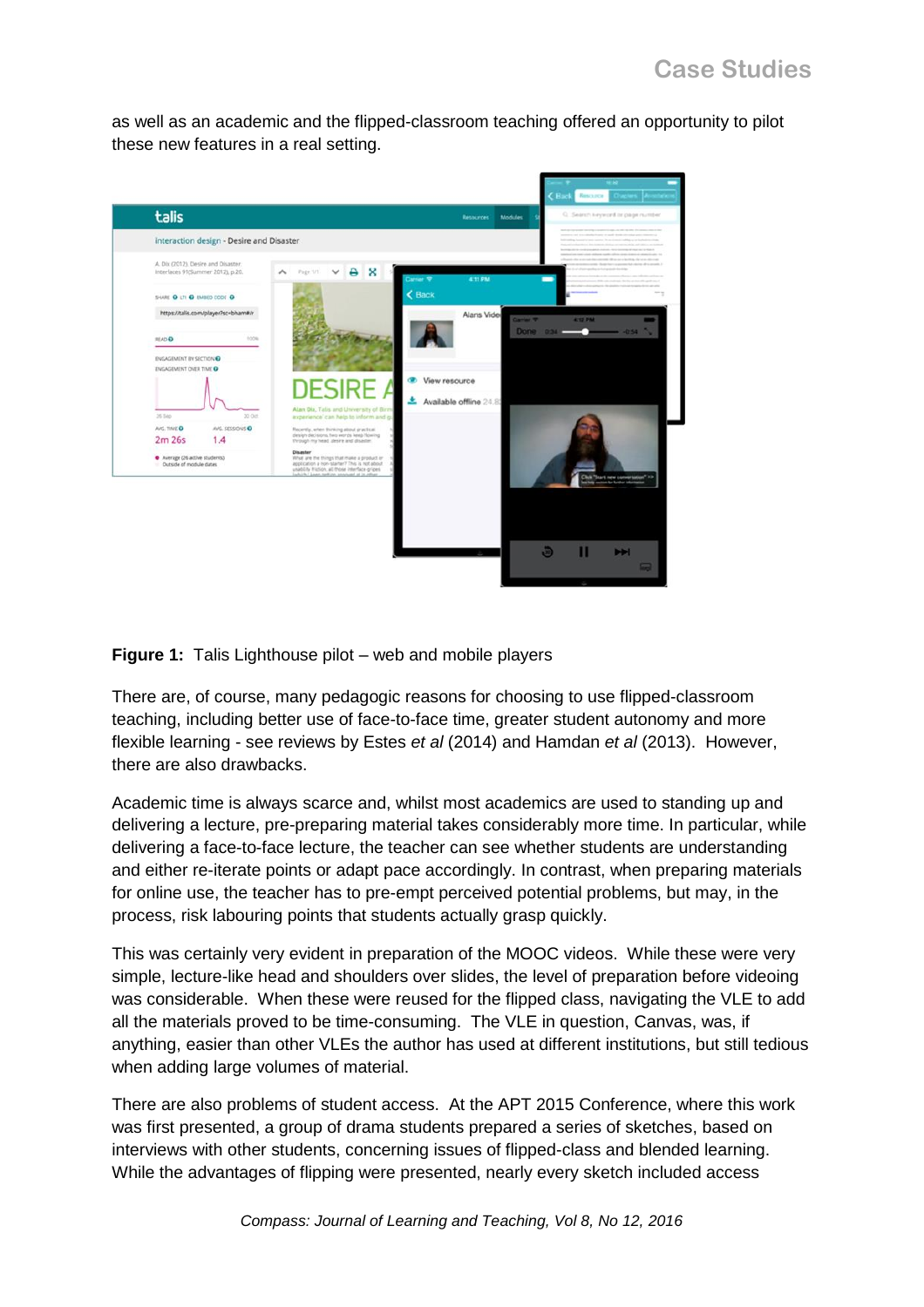as well as an academic and the flipped-classroom teaching offered an opportunity to pilot these new features in a real setting.

**Figure 1:** Talis Lighthouse pilot – web and mobile players

There are, of course, many pedagogic reasons for choosing to use flipped-classroom teaching, including better use of face-to-face time, greater student autonomy and more flexible learning - see reviews by Estes *et al* (2014) and Hamdan *et al* (2013). However, there are also drawbacks.

Academic time is always scarce and, whilst most academics are used to standing up and delivering a lecture, pre-preparing material takes considerably more time. In particular, while delivering a face-to-face lecture, the teacher can see whether students are understanding and either re-iterate points or adapt pace accordingly. In contrast, when preparing materials for online use, the teacher has to pre-empt perceived potential problems, but may, in the process, risk labouring points that students actually grasp quickly.

This was certainly very evident in preparation of the MOOC videos. While these were very simple, lecture-like head and shoulders over slides, the level of preparation before videoing was considerable. When these were reused for the flipped class, navigating the VLE to add all the materials proved to be time-consuming. The VLE in question, Canvas, was, if anything, easier than other VLEs the author has used at different institutions, but still tedious when adding large volumes of material.

There are also problems of student access. At the APT 2015 Conference, where this work was first presented, a group of drama students prepared a series of sketches, based on interviews with other students, concerning issues of flipped-class and blended learning. While the advantages of flipping were presented, nearly every sketch included access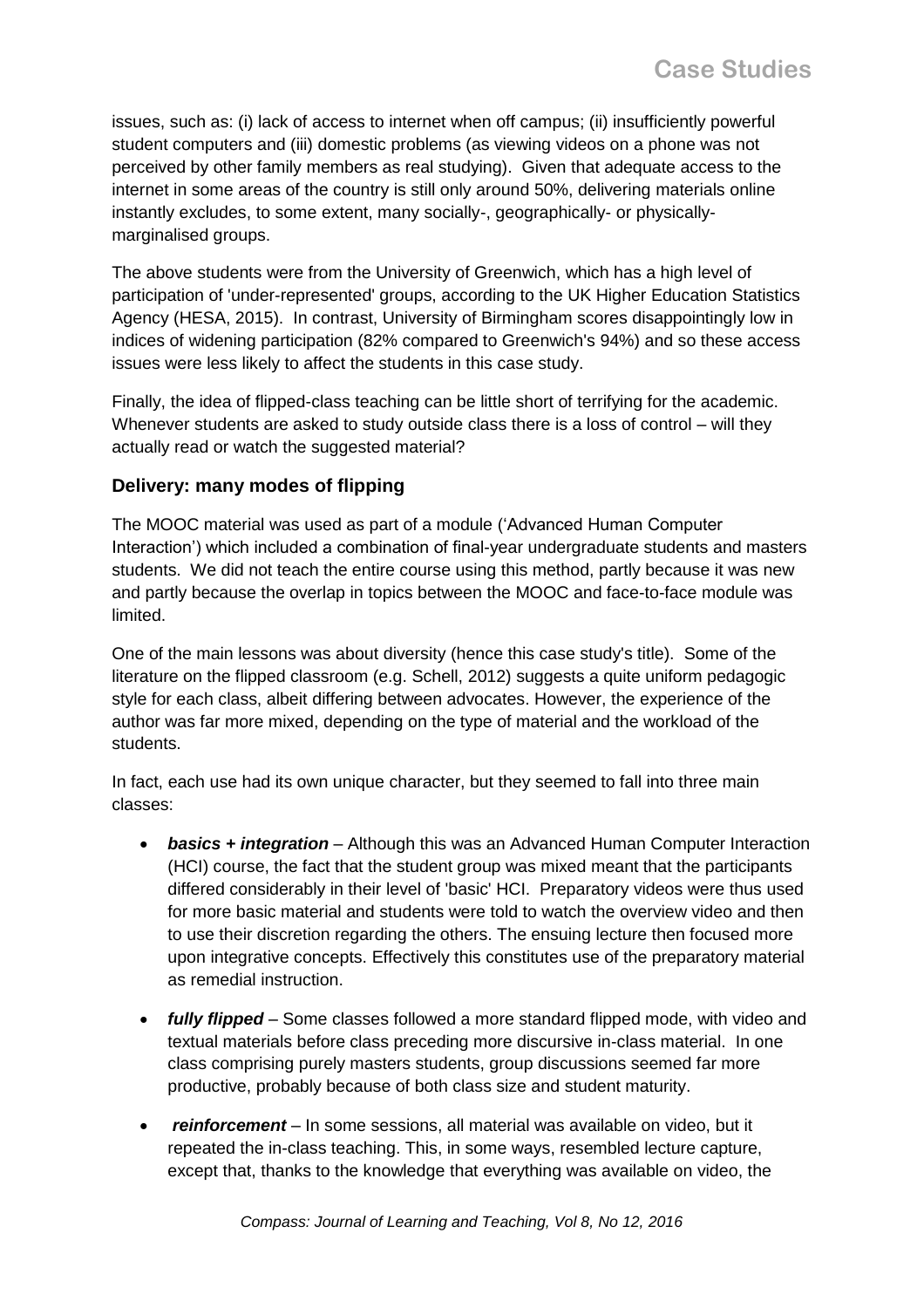issues, such as: (i) lack of access to internet when off campus; (ii) insufficiently powerful student computers and (iii) domestic problems (as viewing videos on a phone was not perceived by other family members as real studying). Given that adequate access to the internet in some areas of the country is still only around 50%, delivering materials online instantly excludes, to some extent, many socially-, geographically- or physically-marginalised groups.

The above students were from the University of Greenwich, which has a high level of participation of 'under-represented' groups, according to the UK Higher Education Statistics Agency (HESA, 2015). In contrast, University of Birmingham scores disappointingly low in indices of widening participation (82% compared to Greenwich's 94%) and so these access issues were less likely to affect the students in this case study.

Finally, the idea of flipped-class teaching can be little short of terrifying for the academic. Whenever students are asked to study outside class there is a loss of control – will they actually read or watch the suggested material?

### Delivery: many modes of flipping

The MOOC material was used as part of a module ('Advanced Human Computer Interaction') which included a combination of final-year undergraduate students and masters students. We did not teach the entire course using this method, partly because it was new and partly because the overlap in topics between the MOOC and face-to-face module was limited.

One of the main lessons was about diversity (hence this case study's title). Some of the literature on the flipped classroom (e.g. Schell, 2012) suggests a quite uniform pedagogic style for each class, albeit differing between advocates. However, the experience of the author was far more mixed, depending on the type of material and the workload of the students.

In fact, each use had its own unique character, but they seemed to fall into three main classes:

- ***basics + integration*** – Although this was an Advanced Human Computer Interaction (HCI) course, the fact that the student group was mixed meant that the participants differed considerably in their level of 'basic' HCI. Preparatory videos were thus used for more basic material and students were told to watch the overview video and then to use their discretion regarding the others. The ensuing lecture then focused more upon integrative concepts. Effectively this constitutes use of the preparatory material as remedial instruction.
- ***fully flipped*** – Some classes followed a more standard flipped mode, with video and textual materials before class preceding more discursive in-class material. In one class comprising purely masters students, group discussions seemed far more productive, probably because of both class size and student maturity.
- ***reinforcement*** – In some sessions, all material was available on video, but it repeated the in-class teaching. This, in some ways, resembled lecture capture, except that, thanks to the knowledge that everything was available on video, the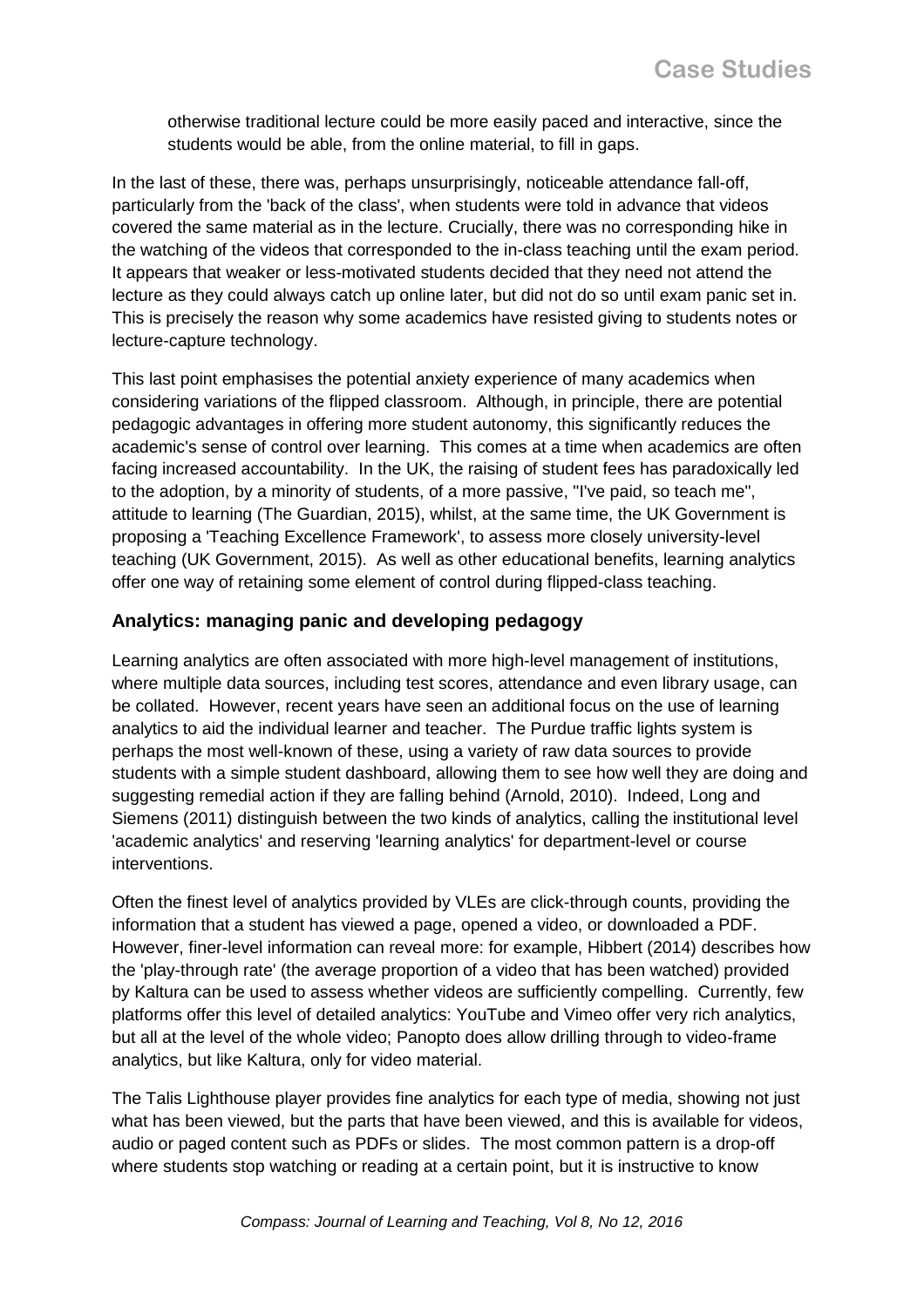otherwise traditional lecture could be more easily paced and interactive, since the students would be able, from the online material, to fill in gaps.

In the last of these, there was, perhaps unsurprisingly, noticeable attendance fall-off, particularly from the 'back of the class', when students were told in advance that videos covered the same material as in the lecture. Crucially, there was no corresponding hike in the watching of the videos that corresponded to the in-class teaching until the exam period. It appears that weaker or less-motivated students decided that they need not attend the lecture as they could always catch up online later, but did not do so until exam panic set in. This is precisely the reason why some academics have resisted giving to students notes or lecture-capture technology.

This last point emphasises the potential anxiety experience of many academics when considering variations of the flipped classroom. Although, in principle, there are potential pedagogic advantages in offering more student autonomy, this significantly reduces the academic's sense of control over learning. This comes at a time when academics are often facing increased accountability. In the UK, the raising of student fees has paradoxically led to the adoption, by a minority of students, of a more passive, "I've paid, so teach me", attitude to learning (The Guardian, 2015), whilst, at the same time, the UK Government is proposing a 'Teaching Excellence Framework', to assess more closely university-level teaching (UK Government, 2015). As well as other educational benefits, learning analytics offer one way of retaining some element of control during flipped-class teaching.

### Analytics: managing panic and developing pedagogy

Learning analytics are often associated with more high-level management of institutions, where multiple data sources, including test scores, attendance and even library usage, can be collated. However, recent years have seen an additional focus on the use of learning analytics to aid the individual learner and teacher. The Purdue traffic lights system is perhaps the most well-known of these, using a variety of raw data sources to provide students with a simple student dashboard, allowing them to see how well they are doing and suggesting remedial action if they are falling behind (Arnold, 2010). Indeed, Long and Siemens (2011) distinguish between the two kinds of analytics, calling the institutional level 'academic analytics' and reserving 'learning analytics' for department-level or course interventions.

Often the finest level of analytics provided by VLEs are click-through counts, providing the information that a student has viewed a page, opened a video, or downloaded a PDF. However, finer-level information can reveal more: for example, Hibbert (2014) describes how the 'play-through rate' (the average proportion of a video that has been watched) provided by Kaltura can be used to assess whether videos are sufficiently compelling. Currently, few platforms offer this level of detailed analytics: YouTube and Vimeo offer very rich analytics, but all at the level of the whole video; Panopto does allow drilling through to video-frame analytics, but like Kaltura, only for video material.

The Talis Lighthouse player provides fine analytics for each type of media, showing not just what has been viewed, but the parts that have been viewed, and this is available for videos, audio or paged content such as PDFs or slides. The most common pattern is a drop-off where students stop watching or reading at a certain point, but it is instructive to know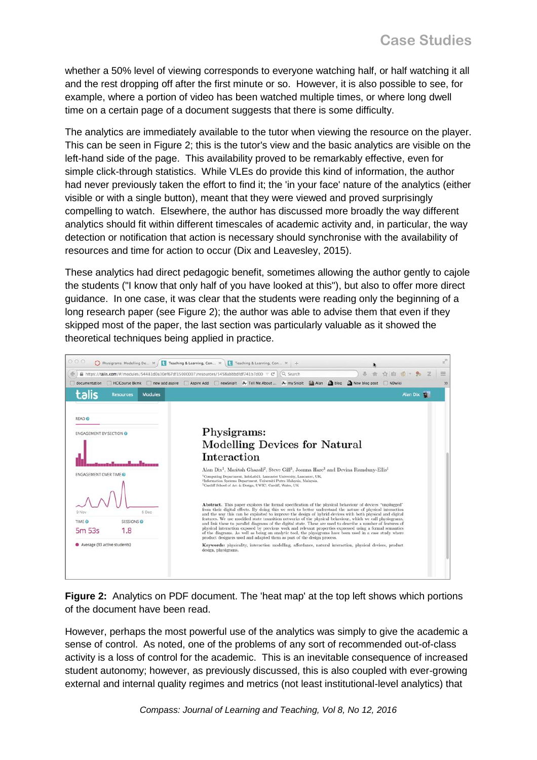whether a 50% level of viewing corresponds to everyone watching half, or half watching it all and the rest dropping off after the first minute or so. However, it is also possible to see, for example, where a portion of video has been watched multiple times, or where long dwell time on a certain page of a document suggests that there is some difficulty.

The analytics are immediately available to the tutor when viewing the resource on the player. This can be seen in Figure 2; this is the tutor's view and the basic analytics are visible on the left-hand side of the page. This availability proved to be remarkably effective, even for simple click-through statistics. While VLEs do provide this kind of information, the author had never previously taken the effort to find it; the 'in your face' nature of the analytics (either visible or with a single button), meant that they were viewed and proved surprisingly compelling to watch. Elsewhere, the author has discussed more broadly the way different analytics should fit within different timescales of academic activity and, in particular, the way detection or notification that action is necessary should synchronise with the availability of resources and time for action to occur (Dix and Leavesley, 2015).

These analytics had direct pedagogic benefit, sometimes allowing the author gently to cajole the students ("I know that only half of you have looked at this"), but also to offer more direct guidance. In one case, it was clear that the students were reading only the beginning of a long research paper (see Figure 2); the author was able to advise them that even if they skipped most of the paper, the last section was particularly valuable as it showed the theoretical techniques being applied in practice.

**Figure 2:** Analytics on PDF document. The 'heat map' at the top left shows which portions of the document have been read.

However, perhaps the most powerful use of the analytics was simply to give the academic a sense of control. As noted, one of the problems of any sort of recommended out-of-class activity is a loss of control for the academic. This is an inevitable consequence of increased student autonomy; however, as previously discussed, this is also coupled with ever-growing external and internal quality regimes and metrics (not least institutional-level analytics) that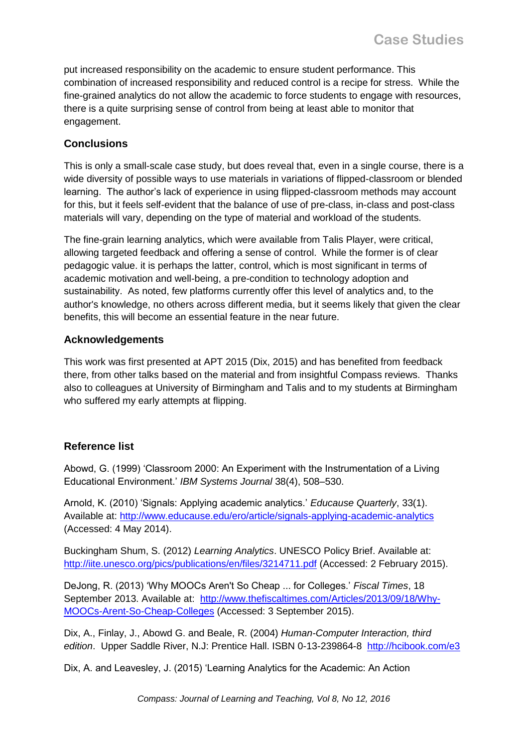put increased responsibility on the academic to ensure student performance. This combination of increased responsibility and reduced control is a recipe for stress. While the fine-grained analytics do not allow the academic to force students to engage with resources, there is a quite surprising sense of control from being at least able to monitor that engagement.

## Conclusions

This is only a small-scale case study, but does reveal that, even in a single course, there is a wide diversity of possible ways to use materials in variations of flipped-classroom or blended learning. The author's lack of experience in using flipped-classroom methods may account for this, but it feels self-evident that the balance of use of pre-class, in-class and post-class materials will vary, depending on the type of material and workload of the students.

The fine-grain learning analytics, which were available from Talis Player, were critical, allowing targeted feedback and offering a sense of control. While the former is of clear pedagogic value. it is perhaps the latter, control, which is most significant in terms of academic motivation and well-being, a pre-condition to technology adoption and sustainability. As noted, few platforms currently offer this level of analytics and, to the author's knowledge, no others across different media, but it seems likely that given the clear benefits, this will become an essential feature in the near future.

## Acknowledgements

This work was first presented at APT 2015 (Dix, 2015) and has benefited from feedback there, from other talks based on the material and from insightful Compass reviews. Thanks also to colleagues at University of Birmingham and Talis and to my students at Birmingham who suffered my early attempts at flipping.

## Reference list

Abowd, G. (1999) 'Classroom 2000: An Experiment with the Instrumentation of a Living Educational Environment.' *IBM Systems Journal* 38(4), 508–530.

Arnold, K. (2010) 'Signals: Applying academic analytics.' *Educause Quarterly*, 33(1). Available at: http://www.educause.edu/ero/article/signals-applying-academic-analytics (Accessed: 4 May 2014).

Buckingham Shum, S. (2012) *Learning Analytics*. UNESCO Policy Brief. Available at: http://iite.unesco.org/pics/publications/en/files/3214711.pdf (Accessed: 2 February 2015).

DeJong, R. (2013) 'Why MOOCs Aren't So Cheap ... for Colleges.' *Fiscal Times*, 18 September 2013. Available at: http://www.thefiscaltimes.com/Articles/2013/09/18/Why-MOOCs-Arent-So-Cheap-Colleges (Accessed: 3 September 2015).

Dix, A., Finlay, J., Abowd G. and Beale, R. (2004) *Human-Computer Interaction, third edition*. Upper Saddle River, N.J: Prentice Hall. ISBN 0-13-239864-8 http://hcibook.com/e3

Dix, A. and Leavesley, J. (2015) 'Learning Analytics for the Academic: An Action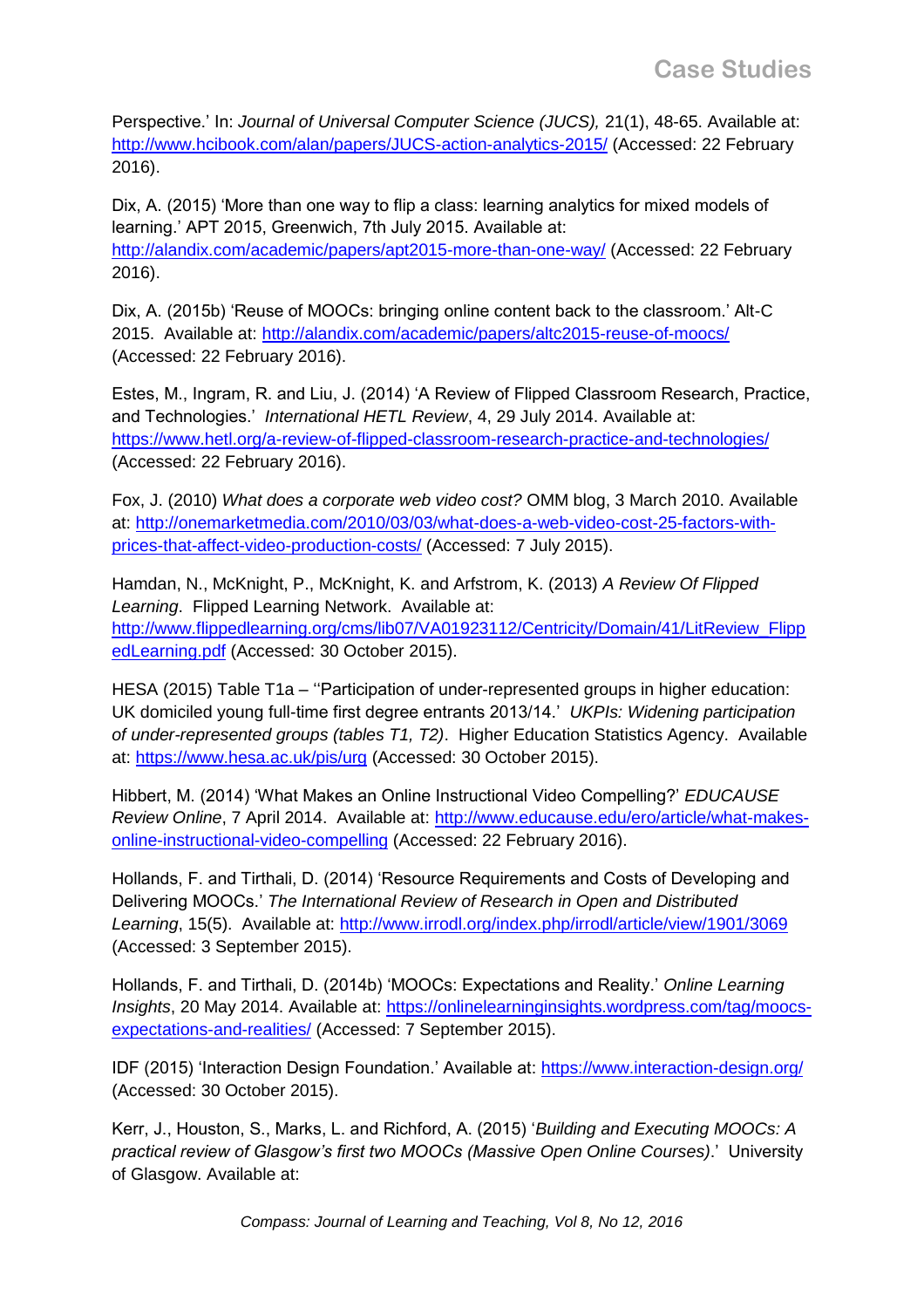Perspective.' In: *Journal of Universal Computer Science (JUCS),* 21(1), 48-65. Available at: http://www.hcibook.com/alan/papers/JUCS-action-analytics-2015/ (Accessed: 22 February 2016).

Dix, A. (2015) 'More than one way to flip a class: learning analytics for mixed models of learning.' APT 2015, Greenwich, 7th July 2015. Available at: http://alandix.com/academic/papers/apt2015-more-than-one-way/ (Accessed: 22 February 2016).

Dix, A. (2015b) 'Reuse of MOOCs: bringing online content back to the classroom.' Alt-C 2015. Available at: http://alandix.com/academic/papers/altc2015-reuse-of-moocs/ (Accessed: 22 February 2016).

Estes, M., Ingram, R. and Liu, J. (2014) 'A Review of Flipped Classroom Research, Practice, and Technologies.' *International HETL Review*, 4, 29 July 2014. Available at: https://www.hetl.org/a-review-of-flipped-classroom-research-practice-and-technologies/ (Accessed: 22 February 2016).

Fox, J. (2010) *What does a corporate web video cost?* OMM blog, 3 March 2010. Available at: http://onemarketmedia.com/2010/03/03/what-does-a-web-video-cost-25-factors-with-prices-that-affect-video-production-costs/ (Accessed: 7 July 2015).

Hamdan, N., McKnight, P., McKnight, K. and Arfstrom, K. (2013) *A Review Of Flipped Learning*. Flipped Learning Network. Available at: http://www.flippedlearning.org/cms/lib07/VA01923112/Centricity/Domain/41/LitReview_FlippedLearning.pdf (Accessed: 30 October 2015).

HESA (2015) Table T1a – ''Participation of under-represented groups in higher education: UK domiciled young full-time first degree entrants 2013/14.' *UKPIs: Widening participation of under-represented groups (tables T1, T2)*. Higher Education Statistics Agency. Available at: https://www.hesa.ac.uk/pis/urg (Accessed: 30 October 2015).

Hibbert, M. (2014) 'What Makes an Online Instructional Video Compelling?' *EDUCAUSE Review Online*, 7 April 2014. Available at: http://www.educause.edu/ero/article/what-makes-online-instructional-video-compelling (Accessed: 22 February 2016).

Hollands, F. and Tirthali, D. (2014) 'Resource Requirements and Costs of Developing and Delivering MOOCs.' *The International Review of Research in Open and Distributed Learning*, 15(5). Available at: http://www.irrodl.org/index.php/irrodl/article/view/1901/3069 (Accessed: 3 September 2015).

Hollands, F. and Tirthali, D. (2014b) 'MOOCs: Expectations and Reality.' *Online Learning Insights*, 20 May 2014. Available at: https://onlinelearninginsights.wordpress.com/tag/moocs-expectations-and-realities/ (Accessed: 7 September 2015).

IDF (2015) 'Interaction Design Foundation.' Available at: https://www.interaction-design.org/ (Accessed: 30 October 2015).

Kerr, J., Houston, S., Marks, L. and Richford, A. (2015) '*Building and Executing MOOCs: A practical review of Glasgow's first two MOOCs (Massive Open Online Courses)*.' University of Glasgow. Available at: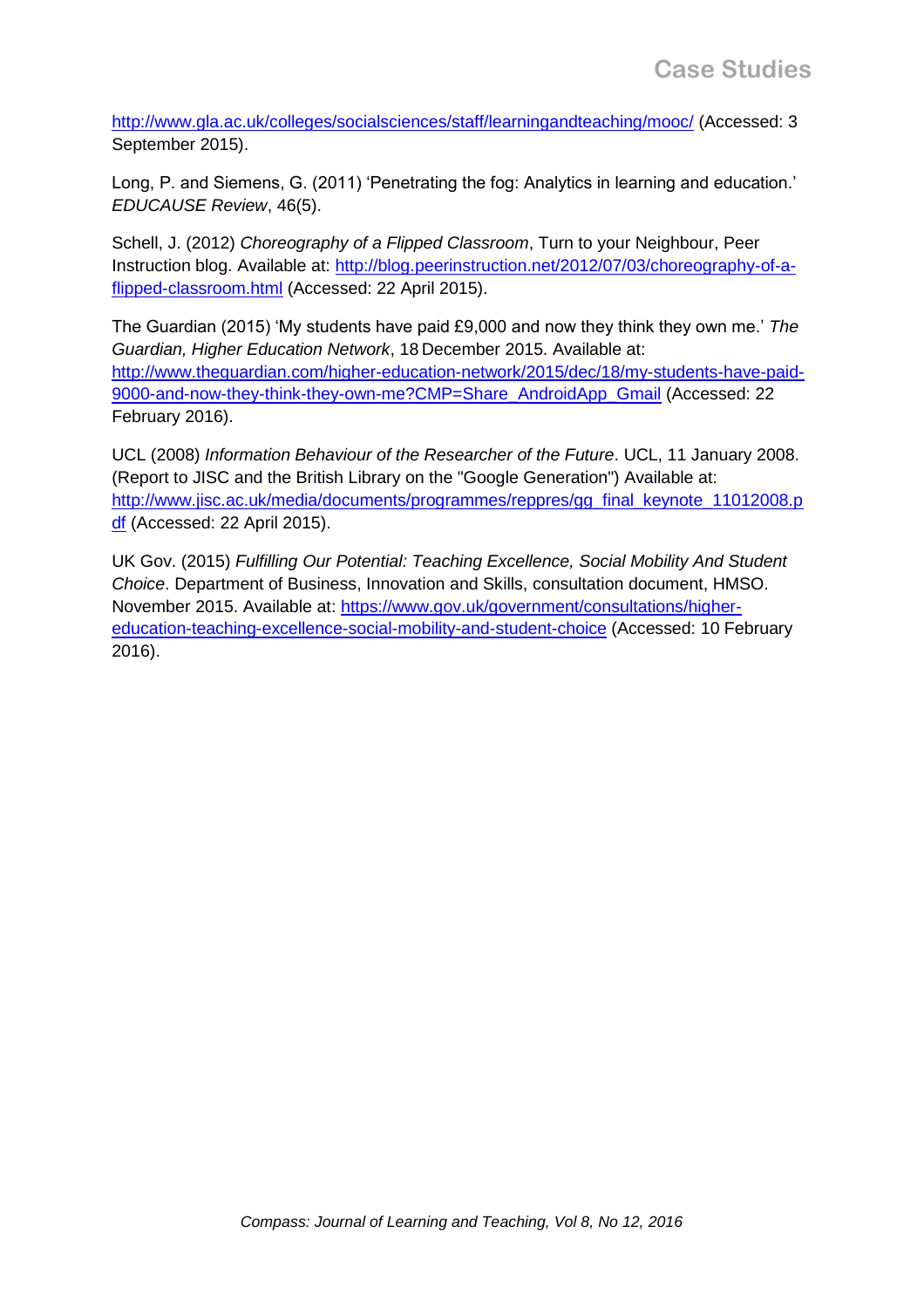http://www.gla.ac.uk/colleges/socialsciences/staff/learningandteaching/mooc/ (Accessed: 3 September 2015).

Long, P. and Siemens, G. (2011) 'Penetrating the fog: Analytics in learning and education.' *EDUCAUSE Review*, 46(5).

Schell, J. (2012) *Choreography of a Flipped Classroom*, Turn to your Neighbour, Peer Instruction blog. Available at: http://blog.peerinstruction.net/2012/07/03/choreography-of-a-flipped-classroom.html (Accessed: 22 April 2015).

The Guardian (2015) 'My students have paid £9,000 and now they think they own me.' *The Guardian, Higher Education Network*, 18 December 2015. Available at: http://www.theguardian.com/higher-education-network/2015/dec/18/my-students-have-paid-9000-and-now-they-think-they-own-me?CMP=Share_AndroidApp_Gmail (Accessed: 22 February 2016).

UCL (2008) *Information Behaviour of the Researcher of the Future*. UCL, 11 January 2008. (Report to JISC and the British Library on the "Google Generation") Available at: http://www.jisc.ac.uk/media/documents/programmes/reppres/gg_final_keynote_11012008.pdf (Accessed: 22 April 2015).

UK Gov. (2015) *Fulfilling Our Potential: Teaching Excellence, Social Mobility And Student Choice*. Department of Business, Innovation and Skills, consultation document, HMSO. November 2015. Available at: https://www.gov.uk/government/consultations/higher-education-teaching-excellence-social-mobility-and-student-choice (Accessed: 10 February 2016).